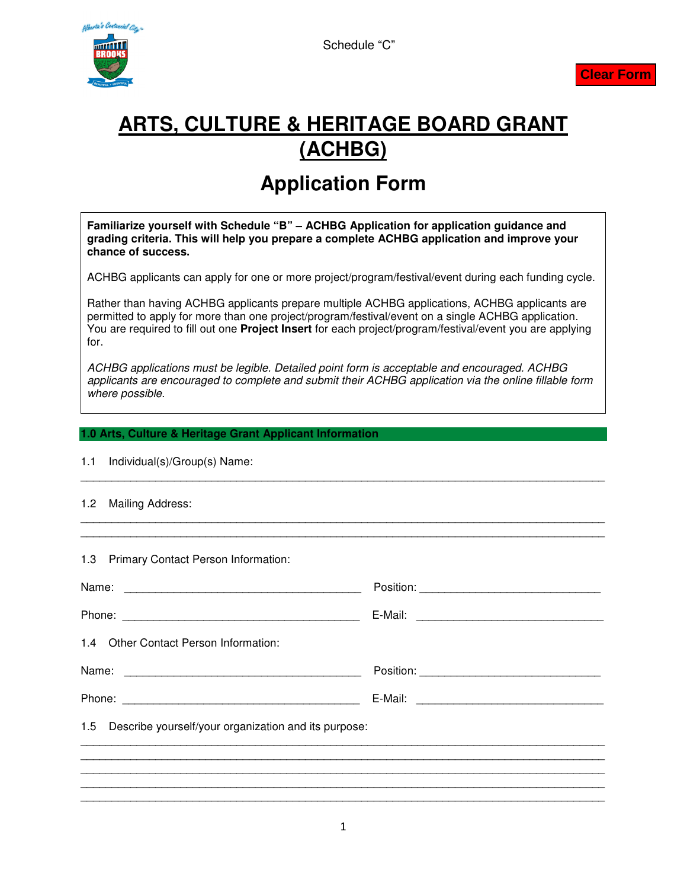Schedule “C”

Clear Form

# ARTS, CULTURE & HERITAGE BOARD GRANT (ACHBG)

## Application Form

**Familiarize yourself with Schedule “B” – ACHBG Application for application guidance and grading criteria. This will help you prepare a complete ACHBG application and improve your chance of success.**

ACHBG applicants can apply for one or more project/program/festival/event during each funding cycle.

Rather than having ACHBG applicants prepare multiple ACHBG applications, ACHBG applicants are permitted to apply for more than one project/program/festival/event on a single ACHBG application. You are required to fill out one **Project Insert** for each project/program/festival/event you are applying for.

*ACHBG applications must be legible. Detailed point form is acceptable and encouraged. ACHBG applicants are encouraged to complete and submit their ACHBG application via the online fillable form where possible.*

### 1.0 Arts, Culture & Heritage Grant Applicant Information

1.1 Individual(s)/Group(s) Name:

______________________________________________________________________________

1.2 Mailing Address:

______________________________________________________________________________

______________________________________________________________________________

1.3 Primary Contact Person Information:

Name: ______________________________________ Position: ____________________________

Phone: ______________________________________ E-Mail: ____________________________

1.4 Other Contact Person Information:

Name: ______________________________________ Position: ____________________________

Phone: ______________________________________ E-Mail: ____________________________

1.5 Describe yourself/your organization and its purpose:

______________________________________________________________________________

______________________________________________________________________________

______________________________________________________________________________

______________________________________________________________________________

______________________________________________________________________________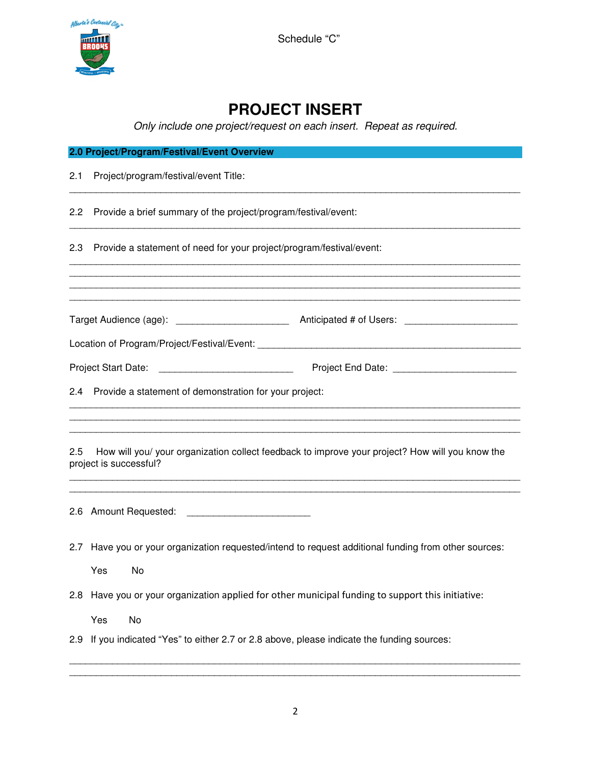Schedule "C"

# PROJECT INSERT

*Only include one project/request on each insert. Repeat as required.*

## 2.0 Project/Program/Festival/Event Overview

2.1 Project/program/festival/event Title:

_______________________________________________________________________________

2.2 Provide a brief summary of the project/program/festival/event:

_______________________________________________________________________________

2.3 Provide a statement of need for your project/program/festival/event:

_______________________________________________________________________________
_______________________________________________________________________________
_______________________________________________________________________________
_______________________________________________________________________________

Target Audience (age): ____________________ Anticipated # of Users: ____________________

Location of Program/Project/Festival/Event: ____________________________________________

Project Start Date: ________________________ Project End Date: ______________________

2.4 Provide a statement of demonstration for your project:

_______________________________________________________________________________
_______________________________________________________________________________
_______________________________________________________________________________

2.5 How will you/ your organization collect feedback to improve your project? How will you know the project is successful?

_______________________________________________________________________________
_______________________________________________________________________________

2.6 Amount Requested: ______________________

2.7 Have you or your organization requested/intend to request additional funding from other sources:

Yes No

2.8 Have you or your organization applied for other municipal funding to support this initiative:

Yes No

2.9 If you indicated "Yes" to either 2.7 or 2.8 above, please indicate the funding sources:

_______________________________________________________________________________
_______________________________________________________________________________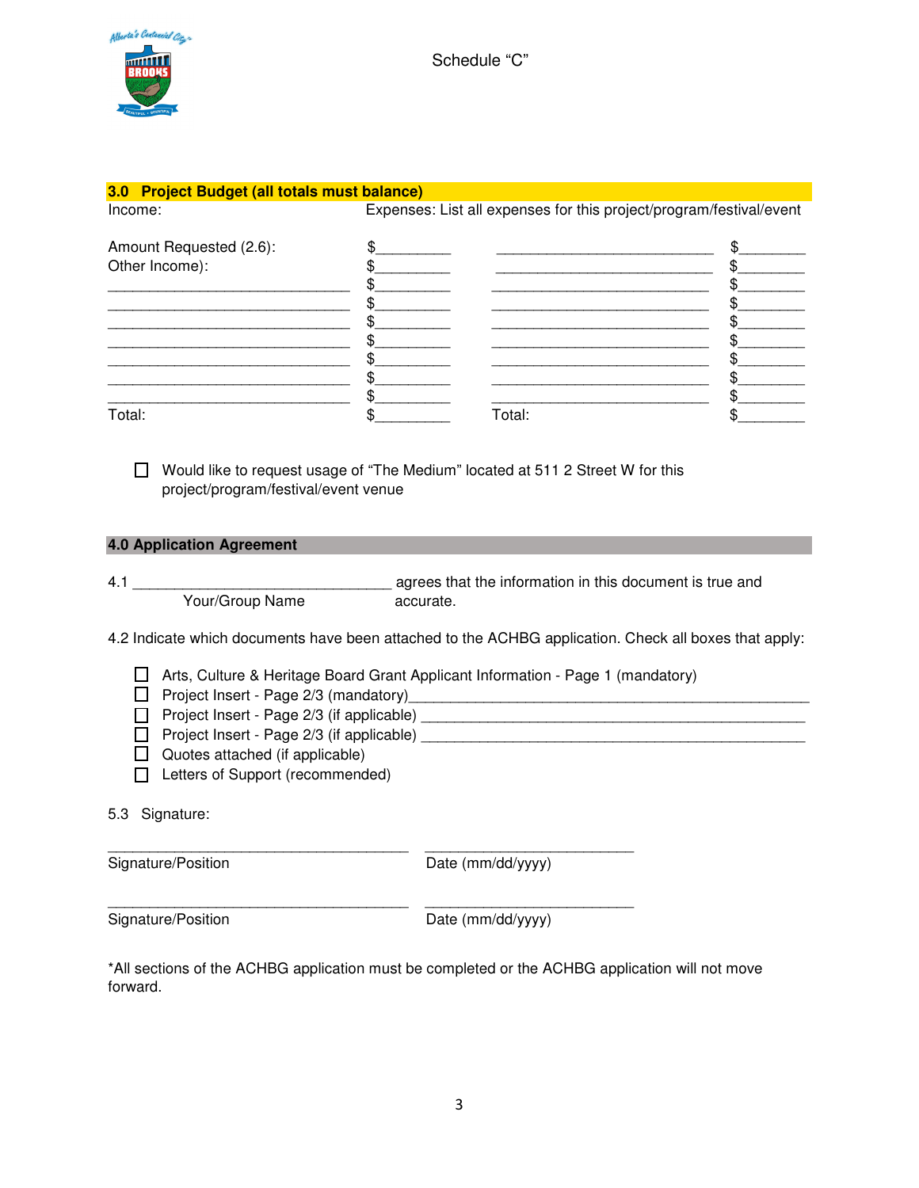Schedule "C"

## 3.0 Project Budget (all totals must balance)

| Income: | | Expenses: List all expenses for this project/program/festival/event | |
|---|---|---|---|
| Amount Requested (2.6): | $________ | ________________________ | $________ |
| Other Income): | $________ | ________________________ | $________ |
| | $________ | ________________________ | $________ |
| ____________________________ | $________ | ________________________ | $________ |
| ____________________________ | $________ | ________________________ | $________ |
| ____________________________ | $________ | ________________________ | $________ |
| ____________________________ | $________ | ________________________ | $________ |
| ____________________________ | $________ | ________________________ | $________ |
| ____________________________ | $________ | ________________________ | $________ |
| Total: | $________ | Total: | $________ |

☐ Would like to request usage of "The Medium" located at 511 2 Street W for this project/program/festival/event venue

## 4.0 Application Agreement

4.1 ______________________________ agrees that the information in this document is true and accurate.
Your/Group Name

4.2 Indicate which documents have been attached to the ACHBG application. Check all boxes that apply:

- ☐ Arts, Culture & Heritage Board Grant Applicant Information - Page 1 (mandatory)
- ☐ Project Insert - Page 2/3 (mandatory)______________________________________________
- ☐ Project Insert - Page 2/3 (if applicable) ______________________________________________
- ☐ Project Insert - Page 2/3 (if applicable) ______________________________________________
- ☐ Quotes attached (if applicable)
- ☐ Letters of Support (recommended)

5.3 Signature:

____________________________________ ________________________
Signature/Position Date (mm/dd/yyyy)

____________________________________ ________________________
Signature/Position Date (mm/dd/yyyy)

*All sections of the ACHBG application must be completed or the ACHBG application will not move forward.